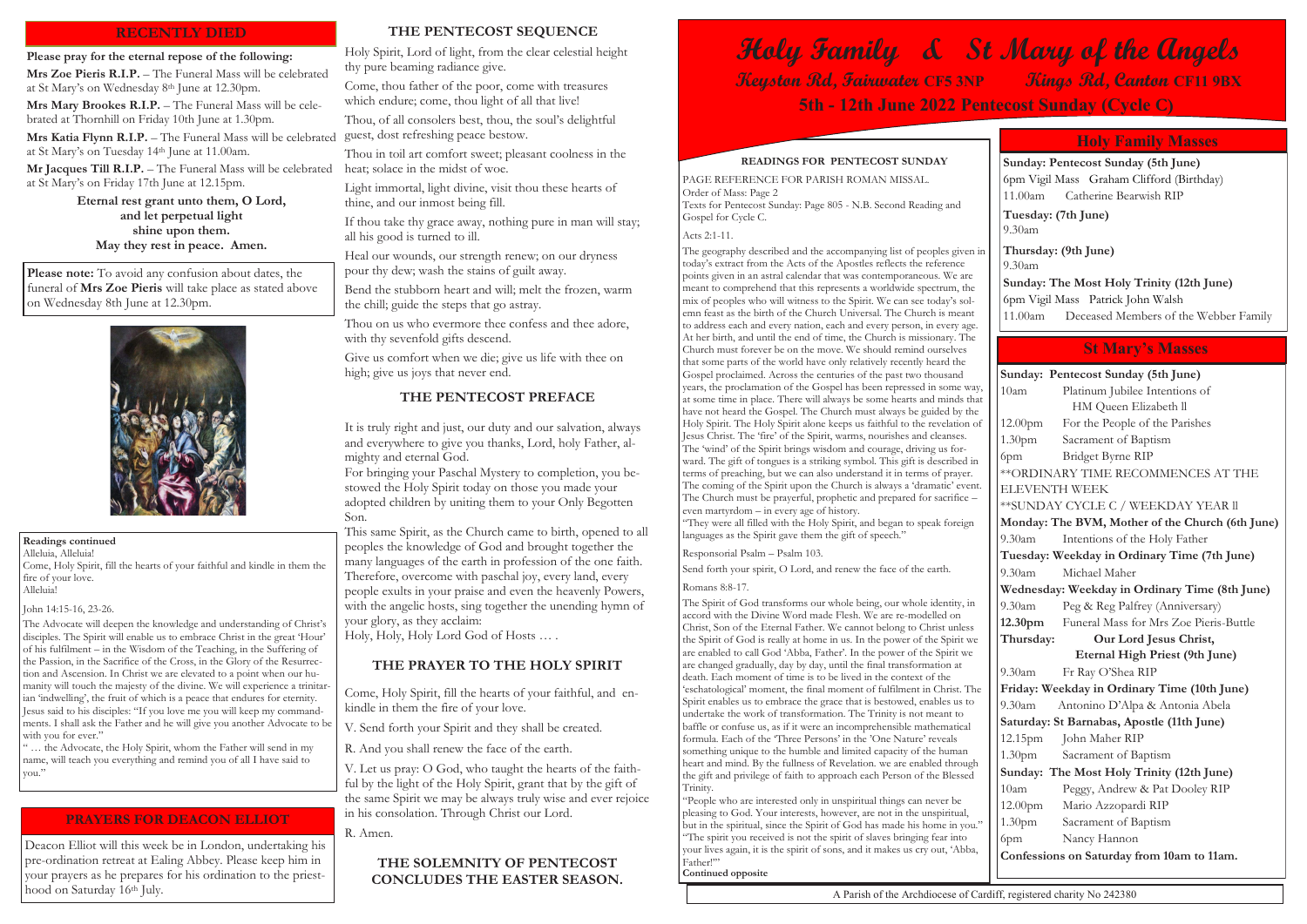# Holy Family & St Mary of the Angels

**Keyston Rd, Fairwater CF5 3NP — Kings Rd, Canton CF11 9BX**

## 5th - 12th June 2022 Pentecost Sunday (Cycle C)

## RECENTLY DIED

**Please pray for the eternal repose of the following:**

**Mrs Zoe Pieris R.I.P.** – The Funeral Mass will be celebrated at St Mary's on Wednesday 8th June at 12.30pm.

**Mrs Mary Brookes R.I.P.** – The Funeral Mass will be celebrated at Thornhill on Friday 10th June at 1.30pm.

**Mrs Katia Flynn R.I.P.** – The Funeral Mass will be celebrated at St Mary's on Tuesday 14th June at 11.00am.

**Mr Jacques Till R.I.P.** – The Funeral Mass will be celebrated at St Mary's on Friday 17th June at 12.15pm.

**Eternal rest grant unto them, O Lord,**
**and let perpetual light**
**shine upon them.**
**May they rest in peace. Amen.**

**Please note:** To avoid any confusion about dates, the funeral of **Mrs Zoe Pieris** will take place as stated above on Wednesday 8th June at 12.30pm.

**Readings continued**

Alleluia, Alleluia!
Come, Holy Spirit, fill the hearts of your faithful and kindle in them the fire of your love.
Alleluia!

John 14:15-16, 23-26.

The Advocate will deepen the knowledge and understanding of Christ's disciples. The Spirit will enable us to embrace Christ in the great 'Hour' of his fulfilment – in the Wisdom of the Teaching, in the Suffering of the Passion, in the Sacrifice of the Cross, in the Glory of the Resurrection and Ascension. In Christ we are elevated to a point when our humanity will touch the majesty of the divine. We will experience a trinitarian 'indwelling', the fruit of which is a peace that endures for eternity. Jesus said to his disciples: "If you love me you will keep my commandments. I shall ask the Father and he will give you another Advocate to be with you for ever."

" … the Advocate, the Holy Spirit, whom the Father will send in my name, will teach you everything and remind you of all I have said to you."

## PRAYERS FOR DEACON ELLIOT

Deacon Elliot will this week be in London, undertaking his pre-ordination retreat at Ealing Abbey. Please keep him in your prayers as he prepares for his ordination to the priesthood on Saturday 16th July.

## THE PENTECOST SEQUENCE

Holy Spirit, Lord of light, from the clear celestial height thy pure beaming radiance give.

Come, thou father of the poor, come with treasures which endure; come, thou light of all that live!

Thou, of all consolers best, thou, the soul's delightful guest, dost refreshing peace bestow.

Thou in toil art comfort sweet; pleasant coolness in the heat; solace in the midst of woe.

Light immortal, light divine, visit thou these hearts of thine, and our inmost being fill.

If thou take thy grace away, nothing pure in man will stay; all his good is turned to ill.

Heal our wounds, our strength renew; on our dryness pour thy dew; wash the stains of guilt away.

Bend the stubborn heart and will; melt the frozen, warm the chill; guide the steps that go astray.

Thou on us who evermore thee confess and thee adore, with thy sevenfold gifts descend.

Give us comfort when we die; give us life with thee on high; give us joys that never end.

## THE PENTECOST PREFACE

It is truly right and just, our duty and our salvation, always and everywhere to give you thanks, Lord, holy Father, almighty and eternal God.

For bringing your Paschal Mystery to completion, you bestowed the Holy Spirit today on those you made your adopted children by uniting them to your Only Begotten Son.

This same Spirit, as the Church came to birth, opened to all peoples the knowledge of God and brought together the many languages of the earth in profession of the one faith. Therefore, overcome with paschal joy, every land, every people exults in your praise and even the heavenly Powers, with the angelic hosts, sing together the unending hymn of your glory, as they acclaim:

Holy, Holy, Holy Lord God of Hosts … .

## THE PRAYER TO THE HOLY SPIRIT

Come, Holy Spirit, fill the hearts of your faithful, and enkindle in them the fire of your love.

V. Send forth your Spirit and they shall be created.

R. And you shall renew the face of the earth.

V. Let us pray: O God, who taught the hearts of the faithful by the light of the Holy Spirit, grant that by the gift of the same Spirit we may be always truly wise and ever rejoice in his consolation. Through Christ our Lord.

R. Amen.

## THE SOLEMNITY OF PENTECOST CONCLUDES THE EASTER SEASON.

## READINGS FOR PENTECOST SUNDAY

PAGE REFERENCE FOR PARISH ROMAN MISSAL.
Order of Mass: Page 2
Texts for Pentecost Sunday: Page 805 - N.B. Second Reading and Gospel for Cycle C.

Acts 2:1-11.

The geography described and the accompanying list of peoples given in today's extract from the Acts of the Apostles reflects the reference points given in an astral calendar that was contemporaneous. We are meant to comprehend that this represents a worldwide spectrum, the mix of peoples who will witness to the Spirit. We can see today's solemn feast as the birth of the Church Universal. The Church is meant to address each and every nation, each and every person, in every age. At her birth, and until the end of time, the Church is missionary. The Church must forever be on the move. We should remind ourselves that some parts of the world have only relatively recently heard the Gospel proclaimed. Across the centuries of the past two thousand years, the proclamation of the Gospel has been repressed in some way, at some time in place. There will always be some hearts and minds that have not heard the Gospel. The Church must always be guided by the Holy Spirit. The Holy Spirit alone keeps us faithful to the revelation of Jesus Christ. The 'fire' of the Spirit, warms, nourishes and cleanses. The 'wind' of the Spirit brings wisdom and courage, driving us forward. The gift of tongues is a striking symbol. This gift is described in terms of preaching, but we can also understand it in terms of prayer. The coming of the Spirit upon the Church is always a 'dramatic' event. The Church must be prayerful, prophetic and prepared for sacrifice – even martyrdom – in every age of history.

"They were all filled with the Holy Spirit, and began to speak foreign languages as the Spirit gave them the gift of speech."

Responsorial Psalm – Psalm 103.

Send forth your spirit, O Lord, and renew the face of the earth.

Romans 8:8-17.

The Spirit of God transforms our whole being, our whole identity, in accord with the Divine Word made Flesh. We are re-modelled on Christ, Son of the Eternal Father. We cannot belong to Christ unless the Spirit of God is really at home in us. In the power of the Spirit we are enabled to call God 'Abba, Father'. In the power of the Spirit we are changed gradually, day by day, until the final transformation at death. Each moment of time is to be lived in the context of the 'eschatological' moment, the final moment of fulfilment in Christ. The Spirit enables us to embrace the grace that is bestowed, enables us to undertake the work of transformation. The Trinity is not meant to baffle or confuse us, as if it were an incomprehensible mathematical formula. Each of the 'Three Persons' in the 'One Nature' reveals something unique to the humble and limited capacity of the human heart and mind. By the fullness of Revelation. we are enabled through the gift and privilege of faith to approach each Person of the Blessed Trinity.

"People who are interested only in unspiritual things can never be pleasing to God. Your interests, however, are not in the unspiritual, but in the spiritual, since the Spirit of God has made his home in you." "The spirit you received is not the spirit of slaves bringing fear into your lives again, it is the spirit of sons, and it makes us cry out, 'Abba, Father!'"

**Continued opposite**

## Holy Family Masses

**Sunday: Pentecost Sunday (5th June)**
6pm Vigil Mass — Graham Clifford (Birthday)
11.00am — Catherine Bearwish RIP

**Tuesday: (7th June)**
9.30am

**Thursday: (9th June)**
9.30am

**Sunday: The Most Holy Trinity (12th June)**
6pm Vigil Mass — Patrick John Walsh
11.00am — Deceased Members of the Webber Family

## St Mary's Masses

**Sunday: Pentecost Sunday (5th June)**
10am — Platinum Jubilee Intentions of HM Queen Elizabeth II
12.00pm — For the People of the Parishes
1.30pm — Sacrament of Baptism
6pm — Bridget Byrne RIP

**ORDINARY TIME RECOMMENCES AT THE ELEVENTH WEEK
**SUNDAY CYCLE C / WEEKDAY YEAR II

**Monday: The BVM, Mother of the Church (6th June)**
9.30am — Intentions of the Holy Father

**Tuesday: Weekday in Ordinary Time (7th June)**
9.30am — Michael Maher

**Wednesday: Weekday in Ordinary Time (8th June)**
9.30am — Peg & Reg Palfrey (Anniversary)
**12.30pm** — Funeral Mass for Mrs Zoe Pieris-Buttle

**Thursday: Our Lord Jesus Christ, Eternal High Priest (9th June)**
9.30am — Fr Ray O'Shea RIP

**Friday: Weekday in Ordinary Time (10th June)**
9.30am — Antonino D'Alpa & Antonia Abela

**Saturday: St Barnabas, Apostle (11th June)**
12.15pm — John Maher RIP
1.30pm — Sacrament of Baptism

**Sunday: The Most Holy Trinity (12th June)**
10am — Peggy, Andrew & Pat Dooley RIP
12.00pm — Mario Azzopardi RIP
1.30pm — Sacrament of Baptism
6pm — Nancy Hannon

**Confessions on Saturday from 10am to 11am.**

A Parish of the Archdiocese of Cardiff, registered charity No 242380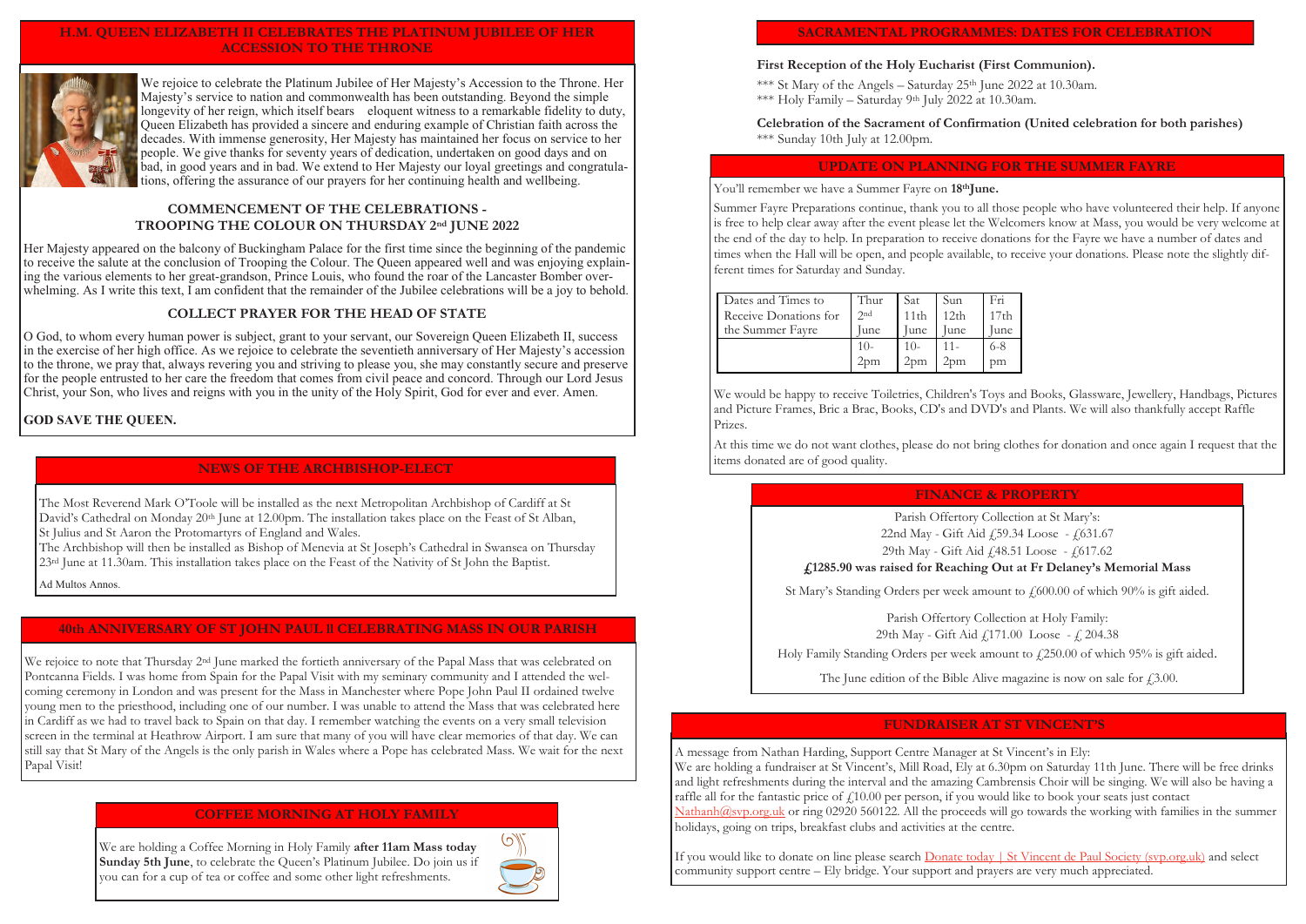## H.M. QUEEN ELIZABETH II CELEBRATES THE PLATINUM JUBILEE OF HER ACCESSION TO THE THRONE

We rejoice to celebrate the Platinum Jubilee of Her Majesty's Accession to the Throne. Her Majesty's service to nation and commonwealth has been outstanding. Beyond the simple longevity of her reign, which itself bears eloquent witness to a remarkable fidelity to duty, Queen Elizabeth has provided a sincere and enduring example of Christian faith across the decades. With immense generosity, Her Majesty has maintained her focus on service to her people. We give thanks for seventy years of dedication, undertaken on good days and on bad, in good years and in bad. We extend to Her Majesty our loyal greetings and congratulations, offering the assurance of our prayers for her continuing health and wellbeing.

### COMMENCEMENT OF THE CELEBRATIONS - TROOPING THE COLOUR ON THURSDAY 2nd JUNE 2022

Her Majesty appeared on the balcony of Buckingham Palace for the first time since the beginning of the pandemic to receive the salute at the conclusion of Trooping the Colour. The Queen appeared well and was enjoying explaining the various elements to her great-grandson, Prince Louis, who found the roar of the Lancaster Bomber overwhelming. As I write this text, I am confident that the remainder of the Jubilee celebrations will be a joy to behold.

### COLLECT PRAYER FOR THE HEAD OF STATE

O God, to whom every human power is subject, grant to your servant, our Sovereign Queen Elizabeth II, success in the exercise of her high office. As we rejoice to celebrate the seventieth anniversary of Her Majesty's accession to the throne, we pray that, always revering you and striving to please you, she may constantly secure and preserve for the people entrusted to her care the freedom that comes from civil peace and concord. Through our Lord Jesus Christ, your Son, who lives and reigns with you in the unity of the Holy Spirit, God for ever and ever. Amen.

**GOD SAVE THE QUEEN.**

## NEWS OF THE ARCHBISHOP-ELECT

The Most Reverend Mark O'Toole will be installed as the next Metropolitan Archbishop of Cardiff at St David's Cathedral on Monday 20th June at 12.00pm. The installation takes place on the Feast of St Alban, St Julius and St Aaron the Protomartyrs of England and Wales.

The Archbishop will then be installed as Bishop of Menevia at St Joseph's Cathedral in Swansea on Thursday 23rd June at 11.30am. This installation takes place on the Feast of the Nativity of St John the Baptist.

Ad Multos Annos.

## 40th ANNIVERSARY OF ST JOHN PAUL II CELEBRATING MASS IN OUR PARISH

We rejoice to note that Thursday 2nd June marked the fortieth anniversary of the Papal Mass that was celebrated on Pontcanna Fields. I was home from Spain for the Papal Visit with my seminary community and I attended the welcoming ceremony in London and was present for the Mass in Manchester where Pope John Paul II ordained twelve young men to the priesthood, including one of our number. I was unable to attend the Mass that was celebrated here in Cardiff as we had to travel back to Spain on that day. I remember watching the events on a very small television screen in the terminal at Heathrow Airport. I am sure that many of you will have clear memories of that day. We can still say that St Mary of the Angels is the only parish in Wales where a Pope has celebrated Mass. We wait for the next Papal Visit!

## COFFEE MORNING AT HOLY FAMILY

We are holding a Coffee Morning in Holy Family **after 11am Mass today Sunday 5th June**, to celebrate the Queen's Platinum Jubilee. Do join us if you can for a cup of tea or coffee and some other light refreshments.

## SACRAMENTAL PROGRAMMES: DATES FOR CELEBRATION

**First Reception of the Holy Eucharist (First Communion).**

*** St Mary of the Angels – Saturday 25th June 2022 at 10.30am.
*** Holy Family – Saturday 9th July 2022 at 10.30am.

**Celebration of the Sacrament of Confirmation (United celebration for both parishes)**
*** Sunday 10th July at 12.00pm.

## UPDATE ON PLANNING FOR THE SUMMER FAYRE

You'll remember we have a Summer Fayre on **18thJune.**

Summer Fayre Preparations continue, thank you to all those people who have volunteered their help. If anyone is free to help clear away after the event please let the Welcomers know at Mass, you would be very welcome at the end of the day to help. In preparation to receive donations for the Fayre we have a number of dates and times when the Hall will be open, and people available, to receive your donations. Please note the slightly different times for Saturday and Sunday.

| Dates and Times to Receive Donations for the Summer Fayre | Thur 2nd June | Sat 11th June | Sun 12th June | Fri 17th June |
|---|---|---|---|---|
| | 10-2pm | 10-2pm | 11-2pm | 6-8 pm |

We would be happy to receive Toiletries, Children's Toys and Books, Glassware, Jewellery, Handbags, Pictures and Picture Frames, Bric a Brac, Books, CD's and DVD's and Plants. We will also thankfully accept Raffle Prizes.

At this time we do not want clothes, please do not bring clothes for donation and once again I request that the items donated are of good quality.

## FINANCE & PROPERTY

Parish Offertory Collection at St Mary's:
22nd May - Gift Aid £59.34 Loose - £631.67
29th May - Gift Aid £48.51 Loose - £617.62

**£1285.90 was raised for Reaching Out at Fr Delaney's Memorial Mass**

St Mary's Standing Orders per week amount to £600.00 of which 90% is gift aided.

Parish Offertory Collection at Holy Family:
29th May - Gift Aid £171.00 Loose - £ 204.38

Holy Family Standing Orders per week amount to £250.00 of which 95% is gift aided.

The June edition of the Bible Alive magazine is now on sale for £3.00.

## FUNDRAISER AT ST VINCENT'S

A message from Nathan Harding, Support Centre Manager at St Vincent's in Ely:
We are holding a fundraiser at St Vincent's, Mill Road, Ely at 6.30pm on Saturday 11th June. There will be free drinks and light refreshments during the interval and the amazing Cambrensis Choir will be singing. We will also be having a raffle all for the fantastic price of £10.00 per person, if you would like to book your seats just contact Nathanh@svp.org.uk or ring 02920 560122. All the proceeds will go towards the working with families in the summer holidays, going on trips, breakfast clubs and activities at the centre.

If you would like to donate on line please search Donate today | St Vincent de Paul Society (svp.org.uk) and select community support centre – Ely bridge. Your support and prayers are very much appreciated.